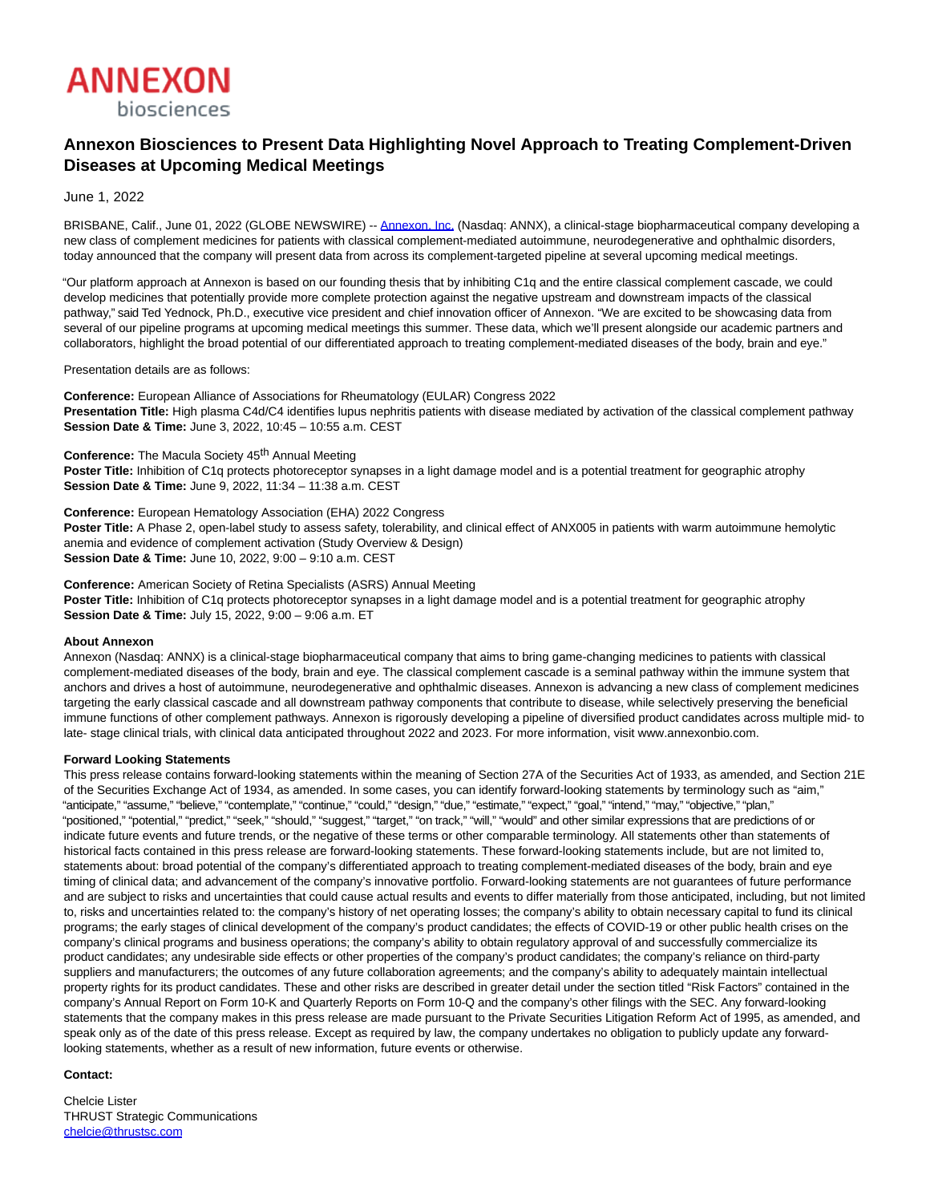ANNEXON
biosciences

# Annexon Biosciences to Present Data Highlighting Novel Approach to Treating Complement-Driven Diseases at Upcoming Medical Meetings

June 1, 2022

BRISBANE, Calif., June 01, 2022 (GLOBE NEWSWIRE) -- Annexon, Inc. (Nasdaq: ANNX), a clinical-stage biopharmaceutical company developing a new class of complement medicines for patients with classical complement-mediated autoimmune, neurodegenerative and ophthalmic disorders, today announced that the company will present data from across its complement-targeted pipeline at several upcoming medical meetings.

"Our platform approach at Annexon is based on our founding thesis that by inhibiting C1q and the entire classical complement cascade, we could develop medicines that potentially provide more complete protection against the negative upstream and downstream impacts of the classical pathway," said Ted Yednock, Ph.D., executive vice president and chief innovation officer of Annexon. "We are excited to be showcasing data from several of our pipeline programs at upcoming medical meetings this summer. These data, which we'll present alongside our academic partners and collaborators, highlight the broad potential of our differentiated approach to treating complement-mediated diseases of the body, brain and eye."

Presentation details are as follows:

**Conference:** European Alliance of Associations for Rheumatology (EULAR) Congress 2022
**Presentation Title:** High plasma C4d/C4 identifies lupus nephritis patients with disease mediated by activation of the classical complement pathway
**Session Date & Time:** June 3, 2022, 10:45 – 10:55 a.m. CEST

**Conference:** The Macula Society 45th Annual Meeting
**Poster Title:** Inhibition of C1q protects photoreceptor synapses in a light damage model and is a potential treatment for geographic atrophy
**Session Date & Time:** June 9, 2022, 11:34 – 11:38 a.m. CEST

**Conference:** European Hematology Association (EHA) 2022 Congress
**Poster Title:** A Phase 2, open-label study to assess safety, tolerability, and clinical effect of ANX005 in patients with warm autoimmune hemolytic anemia and evidence of complement activation (Study Overview & Design)
**Session Date & Time:** June 10, 2022, 9:00 – 9:10 a.m. CEST

**Conference:** American Society of Retina Specialists (ASRS) Annual Meeting
**Poster Title:** Inhibition of C1q protects photoreceptor synapses in a light damage model and is a potential treatment for geographic atrophy
**Session Date & Time:** July 15, 2022, 9:00 – 9:06 a.m. ET

**About Annexon**

Annexon (Nasdaq: ANNX) is a clinical-stage biopharmaceutical company that aims to bring game-changing medicines to patients with classical complement-mediated diseases of the body, brain and eye. The classical complement cascade is a seminal pathway within the immune system that anchors and drives a host of autoimmune, neurodegenerative and ophthalmic diseases. Annexon is advancing a new class of complement medicines targeting the early classical cascade and all downstream pathway components that contribute to disease, while selectively preserving the beneficial immune functions of other complement pathways. Annexon is rigorously developing a pipeline of diversified product candidates across multiple mid- to late- stage clinical trials, with clinical data anticipated throughout 2022 and 2023. For more information, visit www.annexonbio.com.

**Forward Looking Statements**

This press release contains forward-looking statements within the meaning of Section 27A of the Securities Act of 1933, as amended, and Section 21E of the Securities Exchange Act of 1934, as amended. In some cases, you can identify forward-looking statements by terminology such as "aim," "anticipate," "assume," "believe," "contemplate," "continue," "could," "design," "due," "estimate," "expect," "goal," "intend," "may," "objective," "plan," "positioned," "potential," "predict," "seek," "should," "suggest," "target," "on track," "will," "would" and other similar expressions that are predictions of or indicate future events and future trends, or the negative of these terms or other comparable terminology. All statements other than statements of historical facts contained in this press release are forward-looking statements. These forward-looking statements include, but are not limited to, statements about: broad potential of the company's differentiated approach to treating complement-mediated diseases of the body, brain and eye timing of clinical data; and advancement of the company's innovative portfolio. Forward-looking statements are not guarantees of future performance and are subject to risks and uncertainties that could cause actual results and events to differ materially from those anticipated, including, but not limited to, risks and uncertainties related to: the company's history of net operating losses; the company's ability to obtain necessary capital to fund its clinical programs; the early stages of clinical development of the company's product candidates; the effects of COVID-19 or other public health crises on the company's clinical programs and business operations; the company's ability to obtain regulatory approval of and successfully commercialize its product candidates; any undesirable side effects or other properties of the company's product candidates; the company's reliance on third-party suppliers and manufacturers; the outcomes of any future collaboration agreements; and the company's ability to adequately maintain intellectual property rights for its product candidates. These and other risks are described in greater detail under the section titled "Risk Factors" contained in the company's Annual Report on Form 10-K and Quarterly Reports on Form 10-Q and the company's other filings with the SEC. Any forward-looking statements that the company makes in this press release are made pursuant to the Private Securities Litigation Reform Act of 1995, as amended, and speak only as of the date of this press release. Except as required by law, the company undertakes no obligation to publicly update any forward-looking statements, whether as a result of new information, future events or otherwise.

**Contact:**

Chelcie Lister
THRUST Strategic Communications
chelcie@thrustsc.com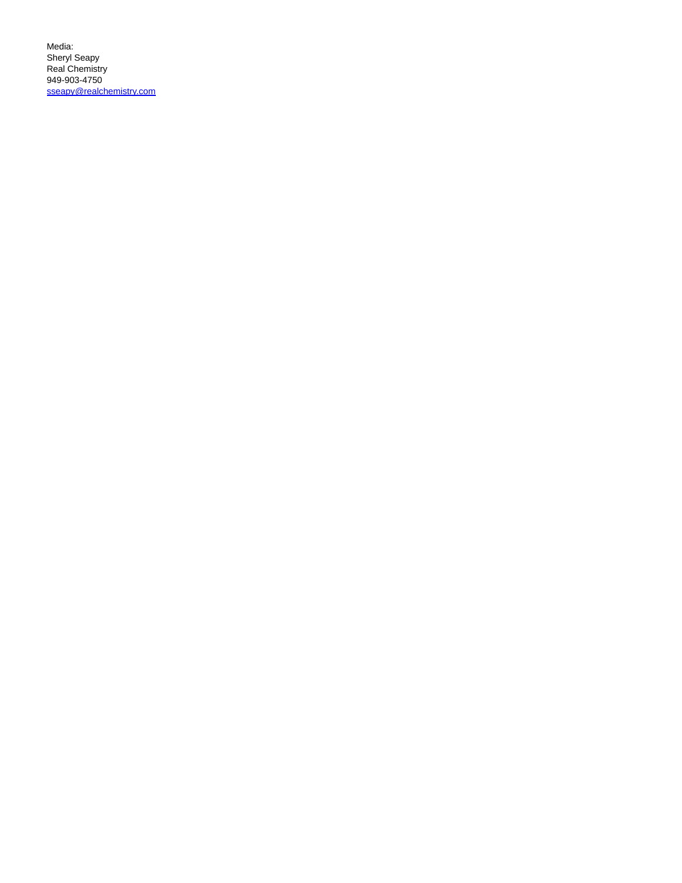Media:
Sheryl Seapy
Real Chemistry
949-903-4750
sseapy@realchemistry.com